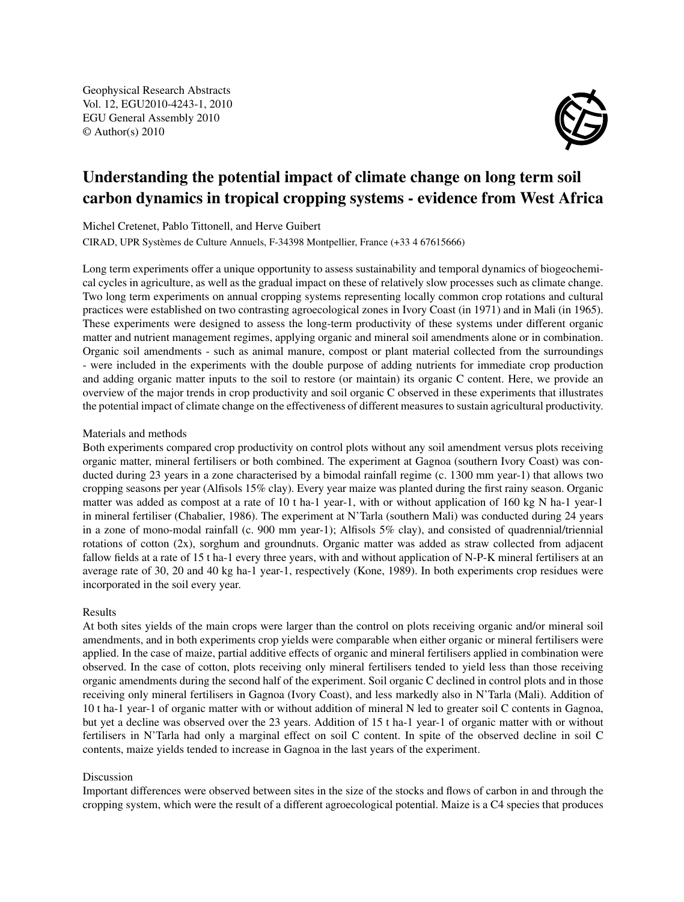Geophysical Research Abstracts
Vol. 12, EGU2010-4243-1, 2010
EGU General Assembly 2010
© Author(s) 2010

# Understanding the potential impact of climate change on long term soil carbon dynamics in tropical cropping systems - evidence from West Africa

Michel Cretenet, Pablo Tittonell, and Herve Guibert

CIRAD, UPR Systèmes de Culture Annuels, F-34398 Montpellier, France (+33 4 67615666)

Long term experiments offer a unique opportunity to assess sustainability and temporal dynamics of biogeochemical cycles in agriculture, as well as the gradual impact on these of relatively slow processes such as climate change. Two long term experiments on annual cropping systems representing locally common crop rotations and cultural practices were established on two contrasting agroecological zones in Ivory Coast (in 1971) and in Mali (in 1965). These experiments were designed to assess the long-term productivity of these systems under different organic matter and nutrient management regimes, applying organic and mineral soil amendments alone or in combination. Organic soil amendments - such as animal manure, compost or plant material collected from the surroundings - were included in the experiments with the double purpose of adding nutrients for immediate crop production and adding organic matter inputs to the soil to restore (or maintain) its organic C content. Here, we provide an overview of the major trends in crop productivity and soil organic C observed in these experiments that illustrates the potential impact of climate change on the effectiveness of different measures to sustain agricultural productivity.

Materials and methods

Both experiments compared crop productivity on control plots without any soil amendment versus plots receiving organic matter, mineral fertilisers or both combined. The experiment at Gagnoa (southern Ivory Coast) was conducted during 23 years in a zone characterised by a bimodal rainfall regime (c. 1300 mm year-1) that allows two cropping seasons per year (Alfisols 15% clay). Every year maize was planted during the first rainy season. Organic matter was added as compost at a rate of 10 t ha-1 year-1, with or without application of 160 kg N ha-1 year-1 in mineral fertiliser (Chabalier, 1986). The experiment at N'Tarla (southern Mali) was conducted during 24 years in a zone of mono-modal rainfall (c. 900 mm year-1); Alfisols 5% clay), and consisted of quadrennial/triennial rotations of cotton (2x), sorghum and groundnuts. Organic matter was added as straw collected from adjacent fallow fields at a rate of 15 t ha-1 every three years, with and without application of N-P-K mineral fertilisers at an average rate of 30, 20 and 40 kg ha-1 year-1, respectively (Kone, 1989). In both experiments crop residues were incorporated in the soil every year.

Results

At both sites yields of the main crops were larger than the control on plots receiving organic and/or mineral soil amendments, and in both experiments crop yields were comparable when either organic or mineral fertilisers were applied. In the case of maize, partial additive effects of organic and mineral fertilisers applied in combination were observed. In the case of cotton, plots receiving only mineral fertilisers tended to yield less than those receiving organic amendments during the second half of the experiment. Soil organic C declined in control plots and in those receiving only mineral fertilisers in Gagnoa (Ivory Coast), and less markedly also in N'Tarla (Mali). Addition of 10 t ha-1 year-1 of organic matter with or without addition of mineral N led to greater soil C contents in Gagnoa, but yet a decline was observed over the 23 years. Addition of 15 t ha-1 year-1 of organic matter with or without fertilisers in N'Tarla had only a marginal effect on soil C content. In spite of the observed decline in soil C contents, maize yields tended to increase in Gagnoa in the last years of the experiment.

Discussion

Important differences were observed between sites in the size of the stocks and flows of carbon in and through the cropping system, which were the result of a different agroecological potential. Maize is a C4 species that produces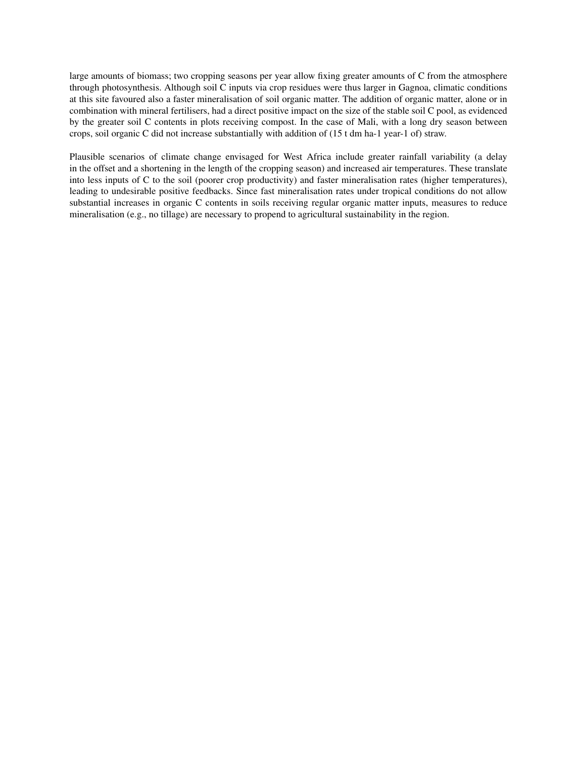large amounts of biomass; two cropping seasons per year allow fixing greater amounts of C from the atmosphere through photosynthesis. Although soil C inputs via crop residues were thus larger in Gagnoa, climatic conditions at this site favoured also a faster mineralisation of soil organic matter. The addition of organic matter, alone or in combination with mineral fertilisers, had a direct positive impact on the size of the stable soil C pool, as evidenced by the greater soil C contents in plots receiving compost. In the case of Mali, with a long dry season between crops, soil organic C did not increase substantially with addition of (15 t dm ha-1 year-1 of) straw.

Plausible scenarios of climate change envisaged for West Africa include greater rainfall variability (a delay in the offset and a shortening in the length of the cropping season) and increased air temperatures. These translate into less inputs of C to the soil (poorer crop productivity) and faster mineralisation rates (higher temperatures), leading to undesirable positive feedbacks. Since fast mineralisation rates under tropical conditions do not allow substantial increases in organic C contents in soils receiving regular organic matter inputs, measures to reduce mineralisation (e.g., no tillage) are necessary to propend to agricultural sustainability in the region.